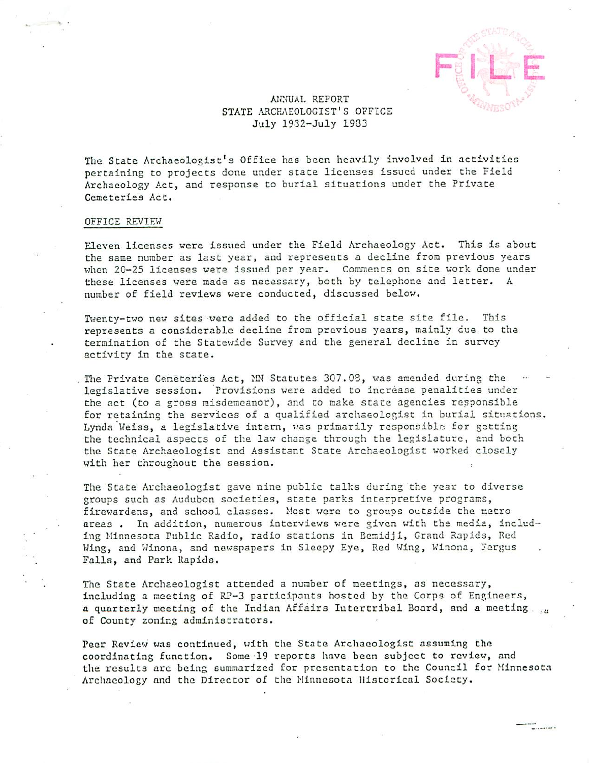ANNUAL REPORT
STATE ARCHAEOLOGIST'S OFFICE
July 1982-July 1983

The State Archaeologist's Office has been heavily involved in activities pertaining to projects done under state licenses issued under the Field Archaeology Act, and response to burial situations under the Private Cemeteries Act.

OFFICE REVIEW

Eleven licenses were issued under the Field Archaeology Act. This is about the same number as last year, and represents a decline from previous years when 20-25 licenses were issued per year. Comments on site work done under these licenses were made as necessary, both by telephone and letter. A number of field reviews were conducted, discussed below.

Twenty-two new sites were added to the official state site file. This represents a considerable decline from previous years, mainly due to the termination of the Statewide Survey and the general decline in survey activity in the state.

The Private Cemeteries Act, MN Statutes 307.08, was amended during the legislative session. Provisions were added to increase penalities under the act (to a gross misdemeanor), and to make state agencies responsible for retaining the services of a qualified archaeologist in burial situations. Lynda Weiss, a legislative intern, was primarily responsible for getting the technical aspects of the law change through the legislature, and both the State Archaeologist and Assistant State Archaeologist worked closely with her throughout the session.

The State Archaeologist gave nine public talks during the year to diverse groups such as Audubon societies, state parks interpretive programs, firewardens, and school classes. Most were to groups outside the metro areas . In addition, numerous interviews were given with the media, including Minnesota Public Radio, radio stations in Bemidji, Grand Rapids, Red Wing, and Winona, and newspapers in Sleepy Eye, Red Wing, Winona, Fergus Falls, and Park Rapids.

The State Archaeologist attended a number of meetings, as necessary, including a meeting of RP-3 participants hosted by the Corps of Engineers, a quarterly meeting of the Indian Affairs Intertribal Board, and a meeting of County zoning administrators.

Peer Review was continued, with the State Archaeologist assuming the coordinating function. Some 19 reports have been subject to review, and the results are being summarized for presentation to the Council for Minnesota Archaeology and the Director of the Minnesota Historical Society.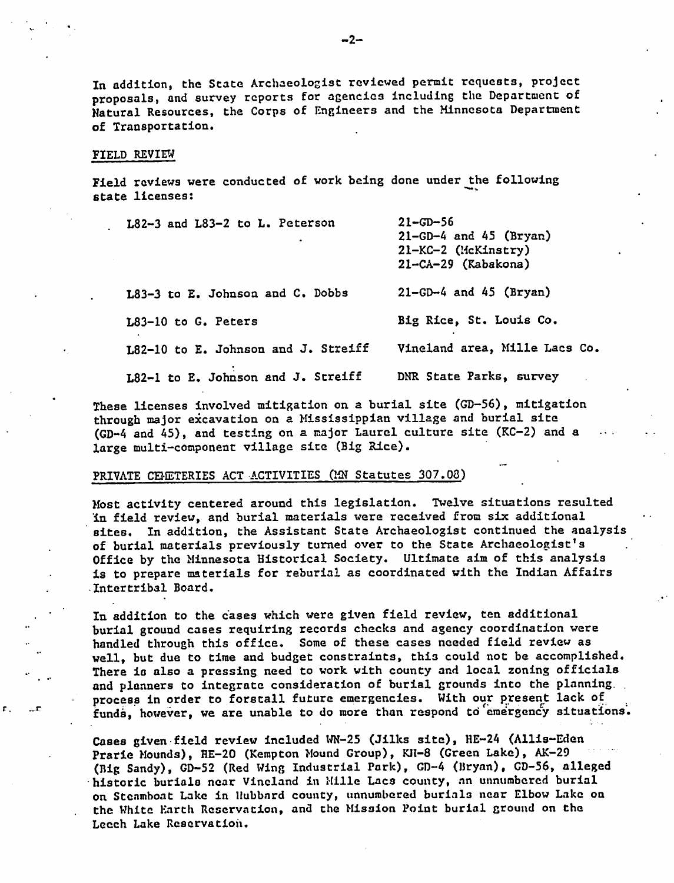In addition, the State Archaeologist reviewed permit requests, project proposals, and survey reports for agencies including the Department of Natural Resources, the Corps of Engineers and the Minnesota Department of Transportation.

## FIELD REVIEW

Field reviews were conducted of work being done under the following state licenses:

| | |
|---|---|
| L82-3 and L83-2 to L. Peterson | 21-GD-56<br>21-GD-4 and 45 (Bryan)<br>21-KC-2 (McKinstry)<br>21-CA-29 (Kabakona) |
| L83-3 to E. Johnson and C. Dobbs | 21-GD-4 and 45 (Bryan) |
| L83-10 to G. Peters | Big Rice, St. Louis Co. |
| L82-10 to E. Johnson and J. Streiff | Vineland area, Mille Lacs Co. |
| L82-1 to E. Johnson and J. Streiff | DNR State Parks, survey |

These licenses involved mitigation on a burial site (GD-56), mitigation through major excavation on a Mississippian village and burial site (GD-4 and 45), and testing on a major Laurel culture site (KC-2) and a large multi-component village site (Big Rice).

## PRIVATE CEMETERIES ACT ACTIVITIES (MN Statutes 307.08)

Most activity centered around this legislation. Twelve situations resulted in field review, and burial materials were received from six additional sites. In addition, the Assistant State Archaeologist continued the analysis of burial materials previously turned over to the State Archaeologist's Office by the Minnesota Historical Society. Ultimate aim of this analysis is to prepare materials for reburial as coordinated with the Indian Affairs Intertribal Board.

In addition to the cases which were given field review, ten additional burial ground cases requiring records checks and agency coordination were handled through this office. Some of these cases needed field review as well, but due to time and budget constraints, this could not be accomplished. There is also a pressing need to work with county and local zoning officials and planners to integrate consideration of burial grounds into the planning process in order to forstall future emergencies. With our present lack of funds, however, we are unable to do more than respond to emergency situations.

Cases given field review included WN-25 (Jilks site), HE-24 (Allis-Eden Prarie Mounds), HE-20 (Kempton Mound Group), KH-8 (Green Lake), AK-29 (Big Sandy), GD-52 (Red Wing Industrial Park), GD-4 (Bryan), GD-56, alleged historic burials near Vineland in Mille Lacs county, an unnumbered burial on Steamboat Lake in Hubbard county, unnumbered burials near Elbow Lake on the White Earth Reservation, and the Mission Point burial ground on the Leech Lake Reservation.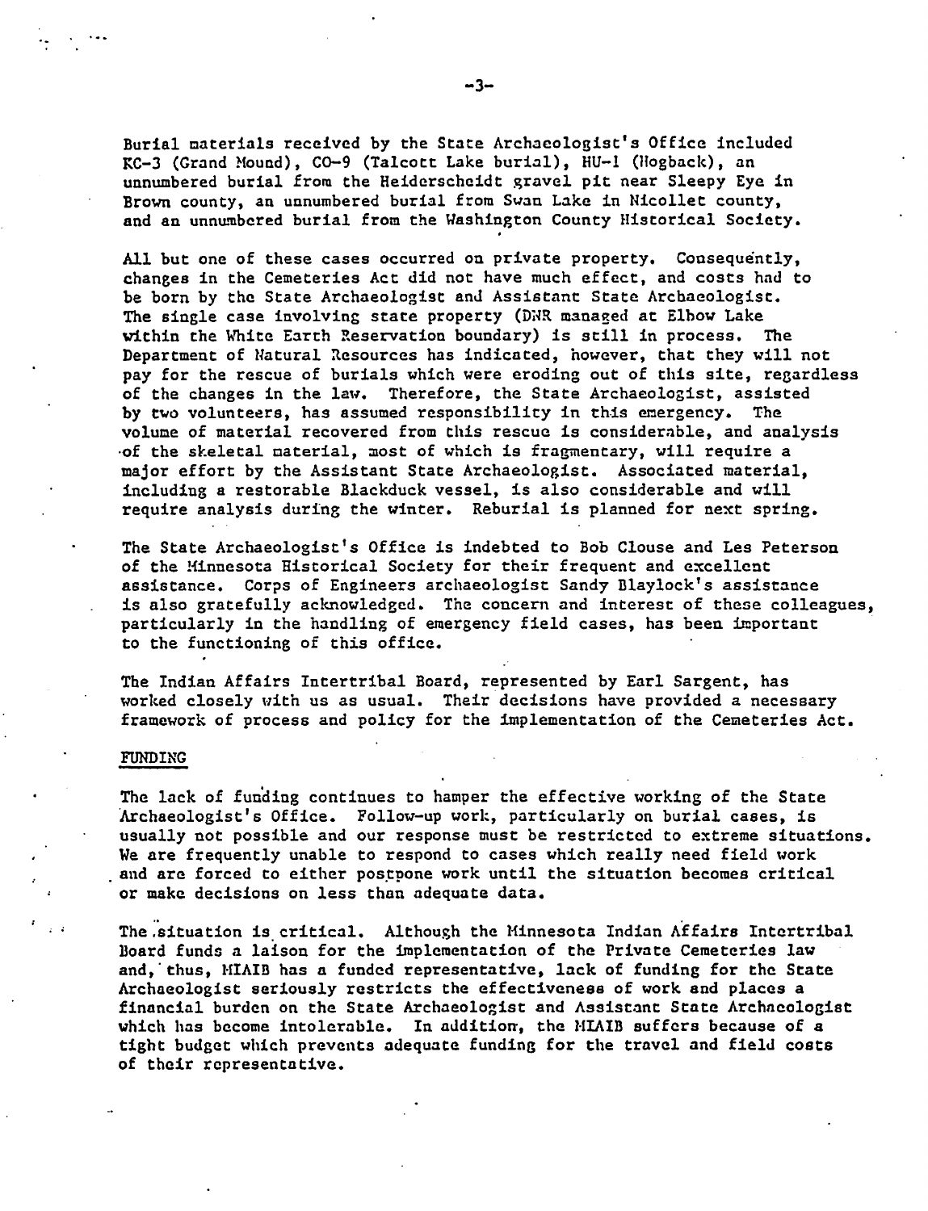Burial materials received by the State Archaeologist's Office included KC-3 (Grand Mound), CO-9 (Talcott Lake burial), HU-1 (Hogback), an unnumbered burial from the Heiderscheidt gravel pit near Sleepy Eye in Brown county, an unnumbered burial from Swan Lake in Nicollet county, and an unnumbered burial from the Washington County Historical Society.

All but one of these cases occurred on private property. Consequently, changes in the Cemeteries Act did not have much effect, and costs had to be born by the State Archaeologist and Assistant State Archaeologist. The single case involving state property (DNR managed at Elbow Lake within the White Earth Reservation boundary) is still in process. The Department of Natural Resources has indicated, however, that they will not pay for the rescue of burials which were eroding out of this site, regardless of the changes in the law. Therefore, the State Archaeologist, assisted by two volunteers, has assumed responsibility in this emergency. The volume of material recovered from this rescue is considerable, and analysis of the skeletal material, most of which is fragmentary, will require a major effort by the Assistant State Archaeologist. Associated material, including a restorable Blackduck vessel, is also considerable and will require analysis during the winter. Reburial is planned for next spring.

The State Archaeologist's Office is indebted to Bob Clouse and Les Peterson of the Minnesota Historical Society for their frequent and excellent assistance. Corps of Engineers archaeologist Sandy Blaylock's assistance is also gratefully acknowledged. The concern and interest of these colleagues, particularly in the handling of emergency field cases, has been important to the functioning of this office.

The Indian Affairs Intertribal Board, represented by Earl Sargent, has worked closely with us as usual. Their decisions have provided a necessary framework of process and policy for the implementation of the Cemeteries Act.

## FUNDING

The lack of funding continues to hamper the effective working of the State Archaeologist's Office. Follow-up work, particularly on burial cases, is usually not possible and our response must be restricted to extreme situations. We are frequently unable to respond to cases which really need field work and are forced to either postpone work until the situation becomes critical or make decisions on less than adequate data.

The situation is critical. Although the Minnesota Indian Affairs Intertribal Board funds a laison for the implementation of the Private Cemeteries law and, thus, MIAIB has a funded representative, lack of funding for the State Archaeologist seriously restricts the effectiveness of work and places a financial burden on the State Archaeologist and Assistant State Archaeologist which has become intolerable. In addition, the MIAIB suffers because of a tight budget which prevents adequate funding for the travel and field costs of their representative.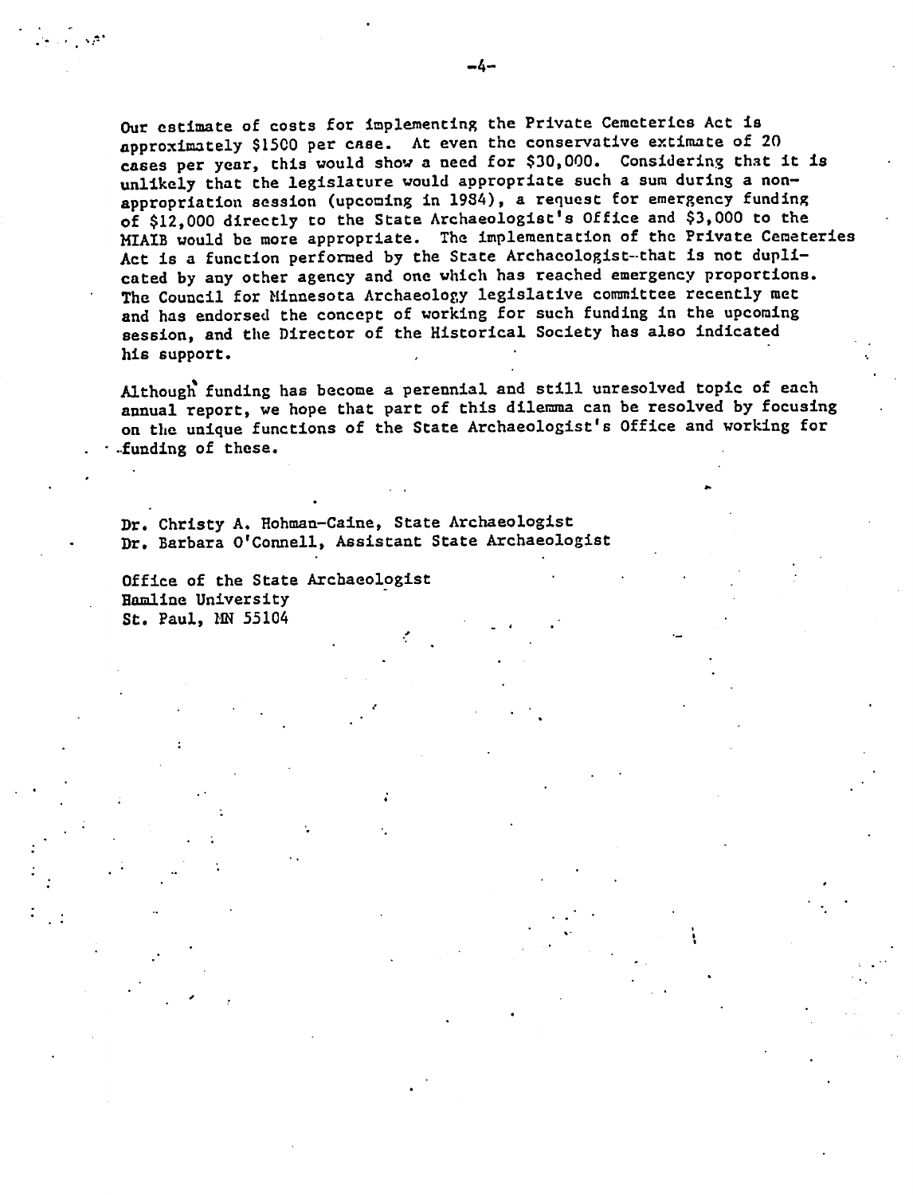Our estimate of costs for implementing the Private Cemeteries Act is approximately $1500 per case. At even the conservative extimate of 20 cases per year, this would show a need for $30,000. Considering that it is unlikely that the legislature would appropriate such a sum during a non-appropriation session (upcoming in 1984), a request for emergency funding of $12,000 directly to the State Archaeologist's Office and $3,000 to the MIAIB would be more appropriate. The implementation of the Private Cemeteries Act is a function performed by the State Archaeologist--that is not duplicated by any other agency and one which has reached emergency proportions. The Council for Minnesota Archaeology legislative committee recently met and has endorsed the concept of working for such funding in the upcoming session, and the Director of the Historical Society has also indicated his support.

Although funding has become a perennial and still unresolved topic of each annual report, we hope that part of this dilemma can be resolved by focusing on the unique functions of the State Archaeologist's Office and working for funding of these.

Dr. Christy A. Hohman-Caine, State Archaeologist
Dr. Barbara O'Connell, Assistant State Archaeologist

Office of the State Archaeologist
Hamline University
St. Paul, MN 55104